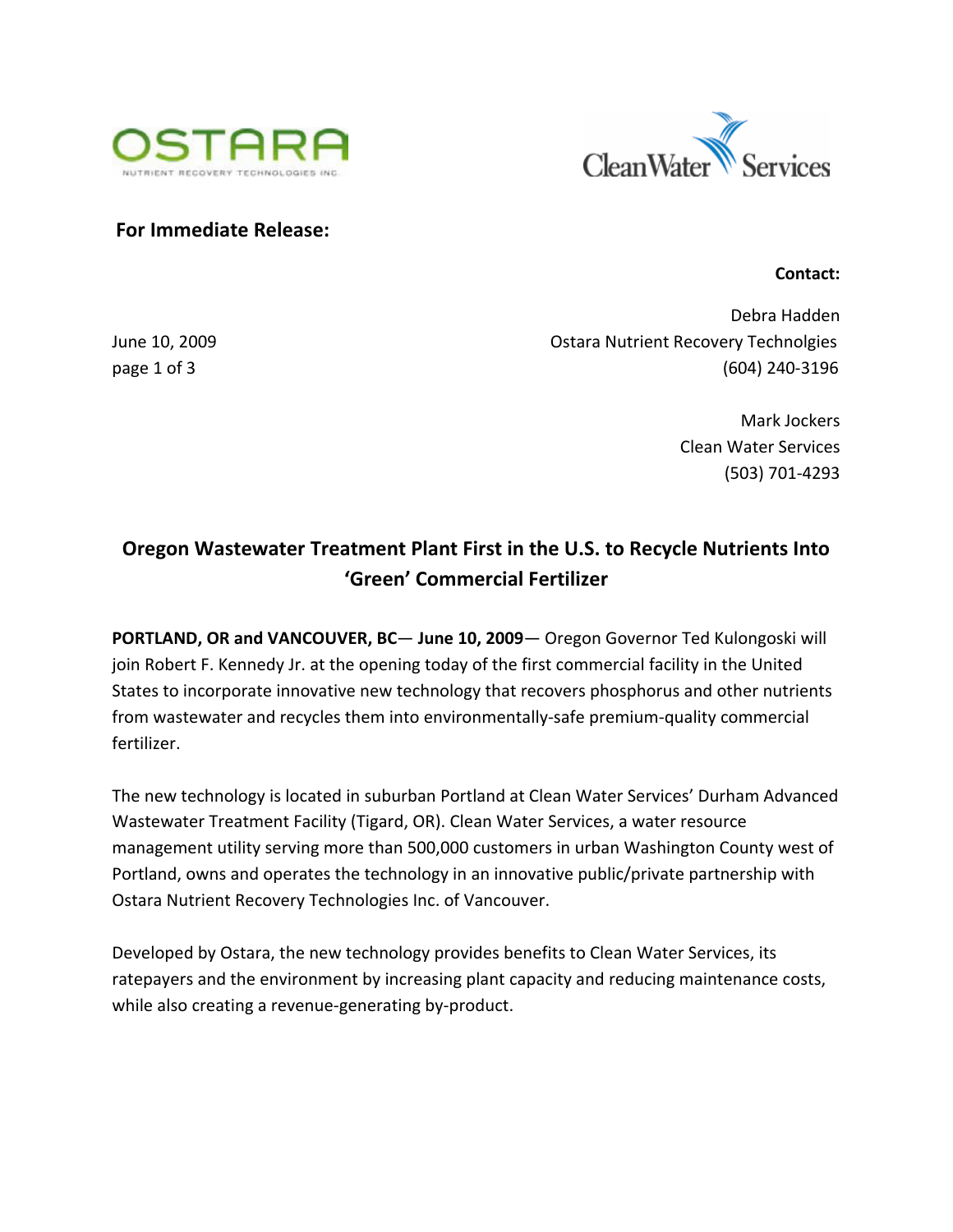OSTARA

NUTRIENT RECOVERY TECHNOLOGIES INC.

Clean Water Services

**For Immediate Release:**

**Contact:**

Debra Hadden
Ostara Nutrient Recovery Technolgies
(604) 240-3196

June 10, 2009

Mark Jockers
Clean Water Services
(503) 701-4293

## Oregon Wastewater Treatment Plant First in the U.S. to Recycle Nutrients Into 'Green' Commercial Fertilizer

**PORTLAND, OR and VANCOUVER, BC— June 10, 2009**— Oregon Governor Ted Kulongoski will join Robert F. Kennedy Jr. at the opening today of the first commercial facility in the United States to incorporate innovative new technology that recovers phosphorus and other nutrients from wastewater and recycles them into environmentally-safe premium-quality commercial fertilizer.

The new technology is located in suburban Portland at Clean Water Services' Durham Advanced Wastewater Treatment Facility (Tigard, OR). Clean Water Services, a water resource management utility serving more than 500,000 customers in urban Washington County west of Portland, owns and operates the technology in an innovative public/private partnership with Ostara Nutrient Recovery Technologies Inc. of Vancouver.

Developed by Ostara, the new technology provides benefits to Clean Water Services, its ratepayers and the environment by increasing plant capacity and reducing maintenance costs, while also creating a revenue-generating by-product.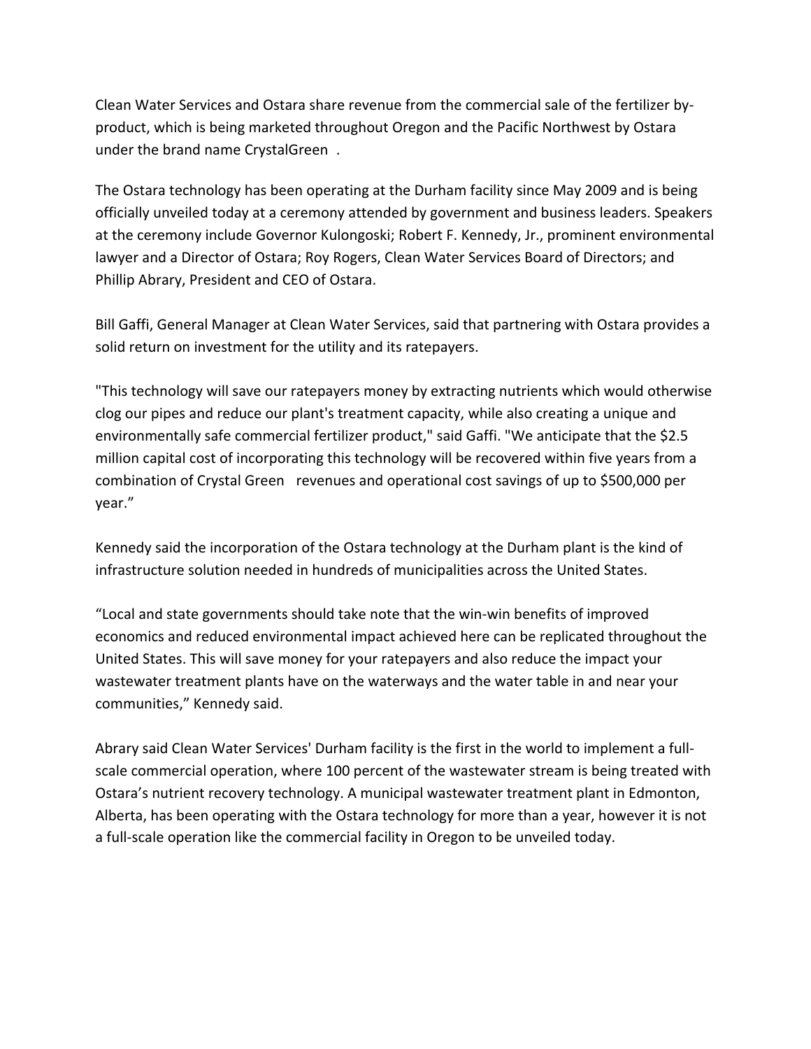Clean Water Services and Ostara share revenue from the commercial sale of the fertilizer by-product, which is being marketed throughout Oregon and the Pacific Northwest by Ostara under the brand name CrystalGreen .

The Ostara technology has been operating at the Durham facility since May 2009 and is being officially unveiled today at a ceremony attended by government and business leaders. Speakers at the ceremony include Governor Kulongoski; Robert F. Kennedy, Jr., prominent environmental lawyer and a Director of Ostara; Roy Rogers, Clean Water Services Board of Directors; and Phillip Abrary, President and CEO of Ostara.

Bill Gaffi, General Manager at Clean Water Services, said that partnering with Ostara provides a solid return on investment for the utility and its ratepayers.

"This technology will save our ratepayers money by extracting nutrients which would otherwise clog our pipes and reduce our plant's treatment capacity, while also creating a unique and environmentally safe commercial fertilizer product," said Gaffi. "We anticipate that the $2.5 million capital cost of incorporating this technology will be recovered within five years from a combination of Crystal Green revenues and operational cost savings of up to $500,000 per year."

Kennedy said the incorporation of the Ostara technology at the Durham plant is the kind of infrastructure solution needed in hundreds of municipalities across the United States.

"Local and state governments should take note that the win-win benefits of improved economics and reduced environmental impact achieved here can be replicated throughout the United States. This will save money for your ratepayers and also reduce the impact your wastewater treatment plants have on the waterways and the water table in and near your communities," Kennedy said.

Abrary said Clean Water Services' Durham facility is the first in the world to implement a full-scale commercial operation, where 100 percent of the wastewater stream is being treated with Ostara's nutrient recovery technology. A municipal wastewater treatment plant in Edmonton, Alberta, has been operating with the Ostara technology for more than a year, however it is not a full-scale operation like the commercial facility in Oregon to be unveiled today.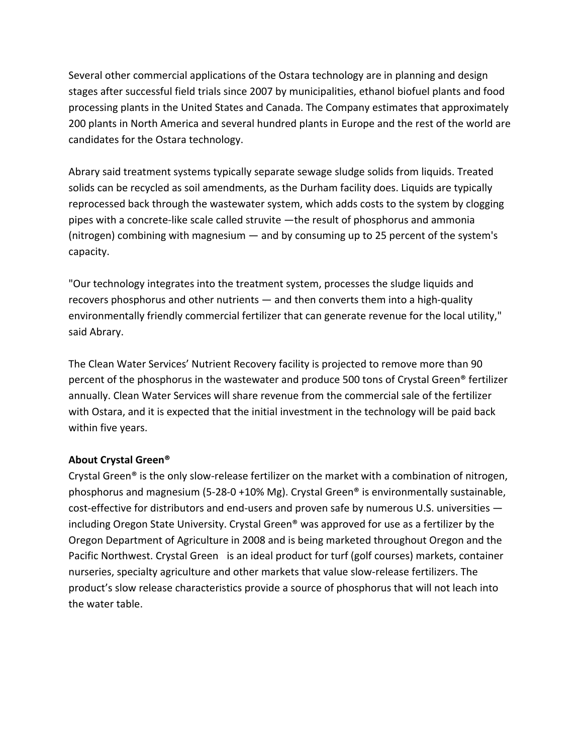Several other commercial applications of the Ostara technology are in planning and design stages after successful field trials since 2007 by municipalities, ethanol biofuel plants and food processing plants in the United States and Canada. The Company estimates that approximately 200 plants in North America and several hundred plants in Europe and the rest of the world are candidates for the Ostara technology.

Abrary said treatment systems typically separate sewage sludge solids from liquids. Treated solids can be recycled as soil amendments, as the Durham facility does. Liquids are typically reprocessed back through the wastewater system, which adds costs to the system by clogging pipes with a concrete-like scale called struvite —the result of phosphorus and ammonia (nitrogen) combining with magnesium — and by consuming up to 25 percent of the system's capacity.

"Our technology integrates into the treatment system, processes the sludge liquids and recovers phosphorus and other nutrients — and then converts them into a high-quality environmentally friendly commercial fertilizer that can generate revenue for the local utility," said Abrary.

The Clean Water Services' Nutrient Recovery facility is projected to remove more than 90 percent of the phosphorus in the wastewater and produce 500 tons of Crystal Green® fertilizer annually. Clean Water Services will share revenue from the commercial sale of the fertilizer with Ostara, and it is expected that the initial investment in the technology will be paid back within five years.

**About Crystal Green®**

Crystal Green® is the only slow-release fertilizer on the market with a combination of nitrogen, phosphorus and magnesium (5-28-0 +10% Mg). Crystal Green® is environmentally sustainable, cost-effective for distributors and end-users and proven safe by numerous U.S. universities — including Oregon State University. Crystal Green® was approved for use as a fertilizer by the Oregon Department of Agriculture in 2008 and is being marketed throughout Oregon and the Pacific Northwest. Crystal Green is an ideal product for turf (golf courses) markets, container nurseries, specialty agriculture and other markets that value slow-release fertilizers. The product's slow release characteristics provide a source of phosphorus that will not leach into the water table.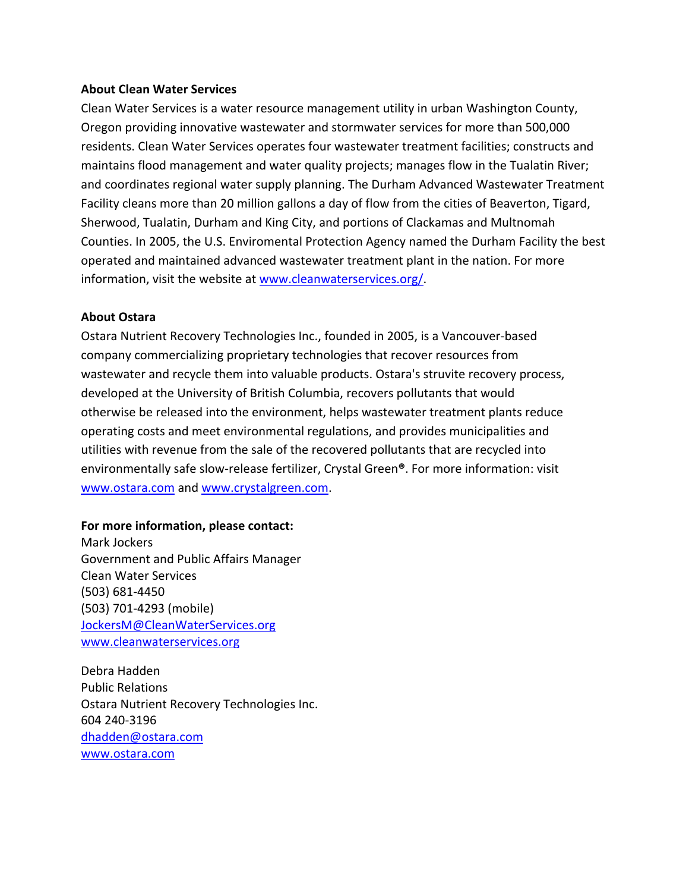**About Clean Water Services**

Clean Water Services is a water resource management utility in urban Washington County, Oregon providing innovative wastewater and stormwater services for more than 500,000 residents. Clean Water Services operates four wastewater treatment facilities; constructs and maintains flood management and water quality projects; manages flow in the Tualatin River; and coordinates regional water supply planning. The Durham Advanced Wastewater Treatment Facility cleans more than 20 million gallons a day of flow from the cities of Beaverton, Tigard, Sherwood, Tualatin, Durham and King City, and portions of Clackamas and Multnomah Counties. In 2005, the U.S. Enviromental Protection Agency named the Durham Facility the best operated and maintained advanced wastewater treatment plant in the nation. For more information, visit the website at www.cleanwaterservices.org/.

**About Ostara**

Ostara Nutrient Recovery Technologies Inc., founded in 2005, is a Vancouver-based company commercializing proprietary technologies that recover resources from wastewater and recycle them into valuable products. Ostara's struvite recovery process, developed at the University of British Columbia, recovers pollutants that would otherwise be released into the environment, helps wastewater treatment plants reduce operating costs and meet environmental regulations, and provides municipalities and utilities with revenue from the sale of the recovered pollutants that are recycled into environmentally safe slow-release fertilizer, Crystal Green®. For more information: visit www.ostara.com and www.crystalgreen.com.

**For more information, please contact:**

Mark Jockers
Government and Public Affairs Manager
Clean Water Services
(503) 681-4450
(503) 701-4293 (mobile)
JockersM@CleanWaterServices.org
www.cleanwaterservices.org

Debra Hadden
Public Relations
Ostara Nutrient Recovery Technologies Inc.
604 240-3196
dhadden@ostara.com
www.ostara.com